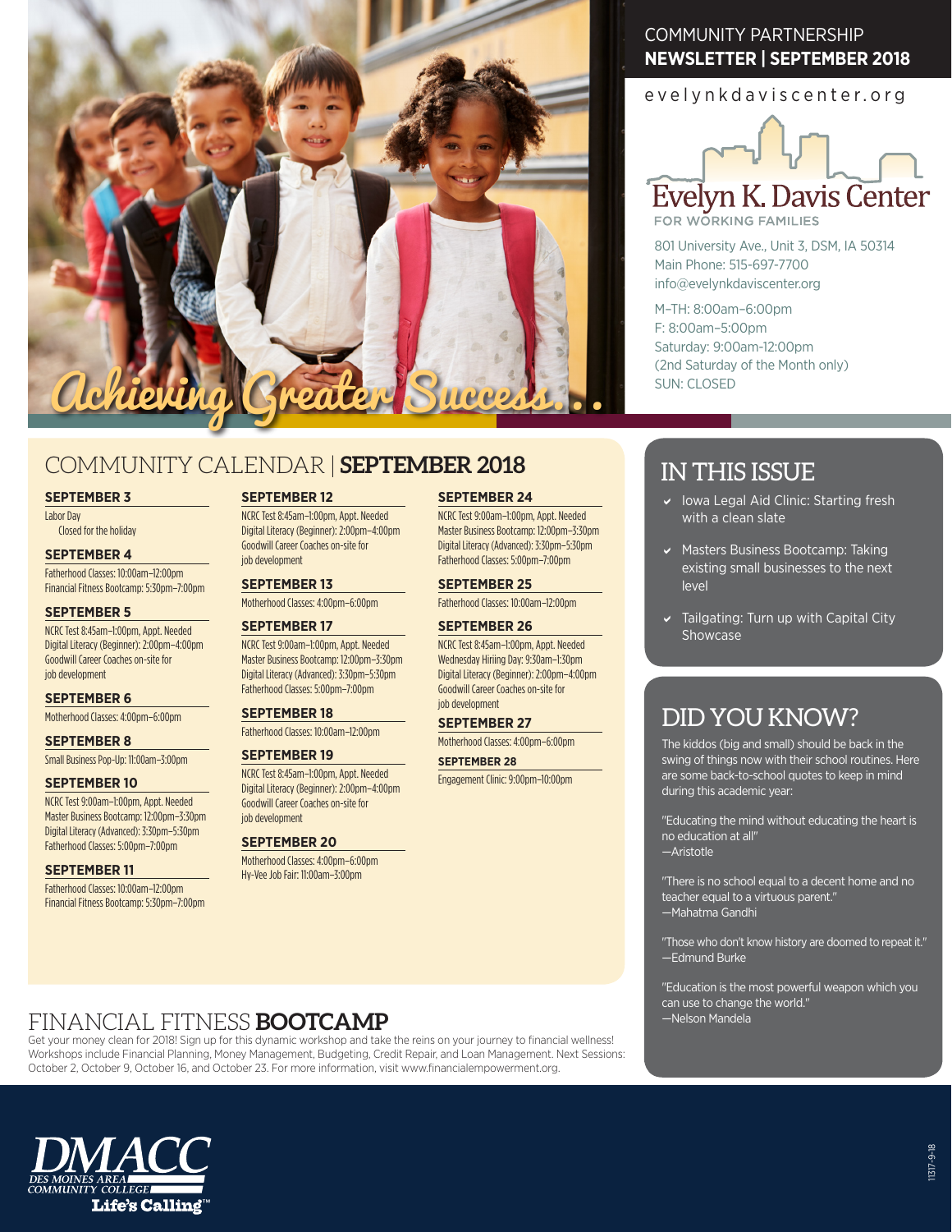# Achieving Greater Success...

COMMUNITY PARTNERSHIP
**NEWSLETTER | SEPTEMBER 2018**

evelynkdaviscenter.org

**Evelyn K. Davis Center**
FOR WORKING FAMILIES

801 University Ave., Unit 3, DSM, IA 50314
Main Phone: 515-697-7700
info@evelynkdaviscenter.org

M–TH: 8:00am–6:00pm
F: 8:00am–5:00pm
Saturday: 9:00am-12:00pm
(2nd Saturday of the Month only)
SUN: CLOSED

## COMMUNITY CALENDAR | SEPTEMBER 2018

**SEPTEMBER 3**
Labor Day
Closed for the holiday

**SEPTEMBER 4**
Fatherhood Classes: 10:00am–12:00pm
Financial Fitness Bootcamp: 5:30pm–7:00pm

**SEPTEMBER 5**
NCRC Test 8:45am–1:00pm, Appt. Needed
Digital Literacy (Beginner): 2:00pm–4:00pm
Goodwill Career Coaches on-site for job development

**SEPTEMBER 6**
Motherhood Classes: 4:00pm–6:00pm

**SEPTEMBER 8**
Small Business Pop-Up: 11:00am–3:00pm

**SEPTEMBER 10**
NCRC Test 9:00am–1:00pm, Appt. Needed
Master Business Bootcamp: 12:00pm–3:30pm
Digital Literacy (Advanced): 3:30pm–5:30pm
Fatherhood Classes: 5:00pm–7:00pm

**SEPTEMBER 11**
Fatherhood Classes: 10:00am–12:00pm
Financial Fitness Bootcamp: 5:30pm–7:00pm

**SEPTEMBER 12**
NCRC Test 8:45am–1:00pm, Appt. Needed
Digital Literacy (Beginner): 2:00pm–4:00pm
Goodwill Career Coaches on-site for job development

**SEPTEMBER 13**
Motherhood Classes: 4:00pm–6:00pm

**SEPTEMBER 17**
NCRC Test 9:00am–1:00pm, Appt. Needed
Master Business Bootcamp: 12:00pm–3:30pm
Digital Literacy (Advanced): 3:30pm–5:30pm
Fatherhood Classes: 5:00pm–7:00pm

**SEPTEMBER 18**
Fatherhood Classes: 10:00am–12:00pm

**SEPTEMBER 19**
NCRC Test 8:45am–1:00pm, Appt. Needed
Digital Literacy (Beginner): 2:00pm–4:00pm
Goodwill Career Coaches on-site for job development

**SEPTEMBER 20**
Motherhood Classes: 4:00pm–6:00pm
Hy-Vee Job Fair: 11:00am–3:00pm

**SEPTEMBER 24**
NCRC Test 9:00am–1:00pm, Appt. Needed
Master Business Bootcamp: 12:00pm–3:30pm
Digital Literacy (Advanced): 3:30pm–5:30pm
Fatherhood Classes: 5:00pm–7:00pm

**SEPTEMBER 25**
Fatherhood Classes: 10:00am–12:00pm

**SEPTEMBER 26**
NCRC Test 8:45am–1:00pm, Appt. Needed
Wednesday Hiriing Day: 9:30am–1:30pm
Digital Literacy (Beginner): 2:00pm–4:00pm
Goodwill Career Coaches on-site for job development

**SEPTEMBER 27**
Motherhood Classes: 4:00pm–6:00pm

**SEPTEMBER 28**
Engagement Clinic: 9:00pm–10:00pm

## IN THIS ISSUE

- Iowa Legal Aid Clinic: Starting fresh with a clean slate
- Masters Business Bootcamp: Taking existing small businesses to the next level
- Tailgating: Turn up with Capital City Showcase

## DID YOU KNOW?

The kiddos (big and small) should be back in the swing of things now with their school routines. Here are some back-to-school quotes to keep in mind during this academic year:

"Educating the mind without educating the heart is no education at all"
—Aristotle

"There is no school equal to a decent home and no teacher equal to a virtuous parent."
—Mahatma Gandhi

"Those who don't know history are doomed to repeat it."
—Edmund Burke

"Education is the most powerful weapon which you can use to change the world."
—Nelson Mandela

## FINANCIAL FITNESS BOOTCAMP

Get your money clean for 2018! Sign up for this dynamic workshop and take the reins on your journey to financial wellness! Workshops include Financial Planning, Money Management, Budgeting, Credit Repair, and Loan Management. Next Sessions: October 2, October 9, October 16, and October 23. For more information, visit www.financialempowerment.org.

DMACC
DES MOINES AREA COMMUNITY COLLEGE
Life's Calling™

11317-9-18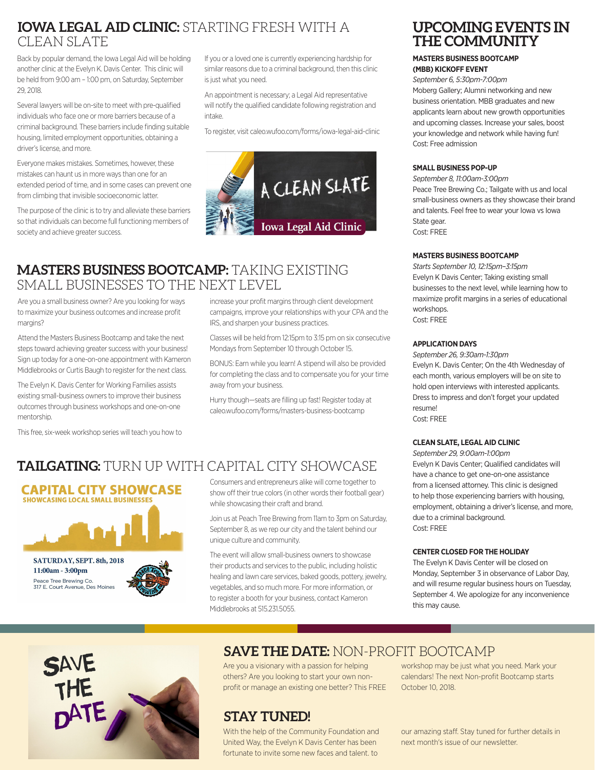## IOWA LEGAL AID CLINIC: STARTING FRESH WITH A CLEAN SLATE

Back by popular demand, the Iowa Legal Aid will be holding another clinic at the Evelyn K. Davis Center. This clinic will be held from 9:00 am – 1:00 pm, on Saturday, September 29, 2018.

Several lawyers will be on-site to meet with pre-qualified individuals who face one or more barriers because of a criminal background. These barriers include finding suitable housing, limited employment opportunities, obtaining a driver's license, and more.

Everyone makes mistakes. Sometimes, however, these mistakes can haunt us in more ways than one for an extended period of time, and in some cases can prevent one from climbing that invisible socioeconomic latter.

The purpose of the clinic is to try and alleviate these barriers so that individuals can become full functioning members of society and achieve greater success.

If you or a loved one is currently experiencing hardship for similar reasons due to a criminal background, then this clinic is just what you need.

An appointment is necessary; a Legal Aid representative will notify the qualified candidate following registration and intake.

To register, visit caleo.wufoo.com/forms/iowa-legal-aid-clinic

A CLEAN SLATE

Iowa Legal Aid Clinic

## MASTERS BUSINESS BOOTCAMP: TAKING EXISTING SMALL BUSINESSES TO THE NEXT LEVEL

Are you a small business owner? Are you looking for ways to maximize your business outcomes and increase profit margins?

Attend the Masters Business Bootcamp and take the next steps toward achieving greater success with your business! Sign up today for a one-on-one appointment with Kameron Middlebrooks or Curtis Baugh to register for the next class.

The Evelyn K. Davis Center for Working Families assists existing small-business owners to improve their business outcomes through business workshops and one-on-one mentorship.

This free, six-week workshop series will teach you how to increase your profit margins through client development campaigns, improve your relationships with your CPA and the IRS, and sharpen your business practices.

Classes will be held from 12:15pm to 3:15 pm on six consecutive Mondays from September 10 through October 15.

BONUS: Earn while you learn! A stipend will also be provided for completing the class and to compensate you for your time away from your business.

Hurry though—seats are filling up fast! Register today at caleo.wufoo.com/forms/masters-business-bootcamp

## TAILGATING: TURN UP WITH CAPITAL CITY SHOWCASE

CAPITAL CITY SHOWCASE
SHOWCASING LOCAL SMALL BUSINESSES

SATURDAY, SEPT. 8th, 2018
11:00am - 3:00pm
Peace Tree Brewing Co.
317 E. Court Avenue, Des Moines

Consumers and entrepreneurs alike will come together to show off their true colors (in other words their football gear) while showcasing their craft and brand.

Join us at Peach Tree Brewing from 11am to 3pm on Saturday, September 8, as we rep our city and the talent behind our unique culture and community.

The event will allow small-business owners to showcase their products and services to the public, including holistic healing and lawn care services, baked goods, pottery, jewelry, vegetables, and so much more. For more information, or to register a booth for your business, contact Kameron Middlebrooks at 515.231.5055.

## UPCOMING EVENTS IN THE COMMUNITY

### MASTERS BUSINESS BOOTCAMP (MBB) KICKOFF EVENT

*September 6, 5:30pm-7:00pm*

Moberg Gallery; Alumni networking and new business orientation. MBB graduates and new applicants learn about new growth opportunities and upcoming classes. Increase your sales, boost your knowledge and network while having fun!
Cost: Free admission

### SMALL BUSINESS POP-UP

*September 8, 11:00am-3:00pm*

Peace Tree Brewing Co.; Tailgate with us and local small-business owners as they showcase their brand and talents. Feel free to wear your Iowa vs Iowa State gear.
Cost: FREE

### MASTERS BUSINESS BOOTCAMP

*Starts September 10, 12:15pm–3:15pm*

Evelyn K Davis Center; Taking existing small businesses to the next level, while learning how to maximize profit margins in a series of educational workshops.
Cost: FREE

### APPLICATION DAYS

*September 26, 9:30am-1:30pm*

Evelyn K. Davis Center; On the 4th Wednesday of each month, various employers will be on site to hold open interviews with interested applicants. Dress to impress and don't forget your updated resume!
Cost: FREE

### CLEAN SLATE, LEGAL AID CLINIC

*September 29, 9:00am-1:00pm*

Evelyn K Davis Center; Qualified candidates will have a chance to get one-on-one assistance from a licensed attorney. This clinic is designed to help those experiencing barriers with housing, employment, obtaining a driver's license, and more, due to a criminal background.
Cost: FREE

### CENTER CLOSED FOR THE HOLIDAY

The Evelyn K Davis Center will be closed on Monday, September 3 in observance of Labor Day, and will resume regular business hours on Tuesday, September 4. We apologize for any inconvenience this may cause.

SAVE THE DATE

## SAVE THE DATE: NON-PROFIT BOOTCAMP

Are you a visionary with a passion for helping others? Are you looking to start your own non-profit or manage an existing one better? This FREE workshop may be just what you need. Mark your calendars! The next Non-profit Bootcamp starts October 10, 2018.

## STAY TUNED!

With the help of the Community Foundation and United Way, the Evelyn K Davis Center has been fortunate to invite some new faces and talent. to our amazing staff. Stay tuned for further details in next month's issue of our newsletter.